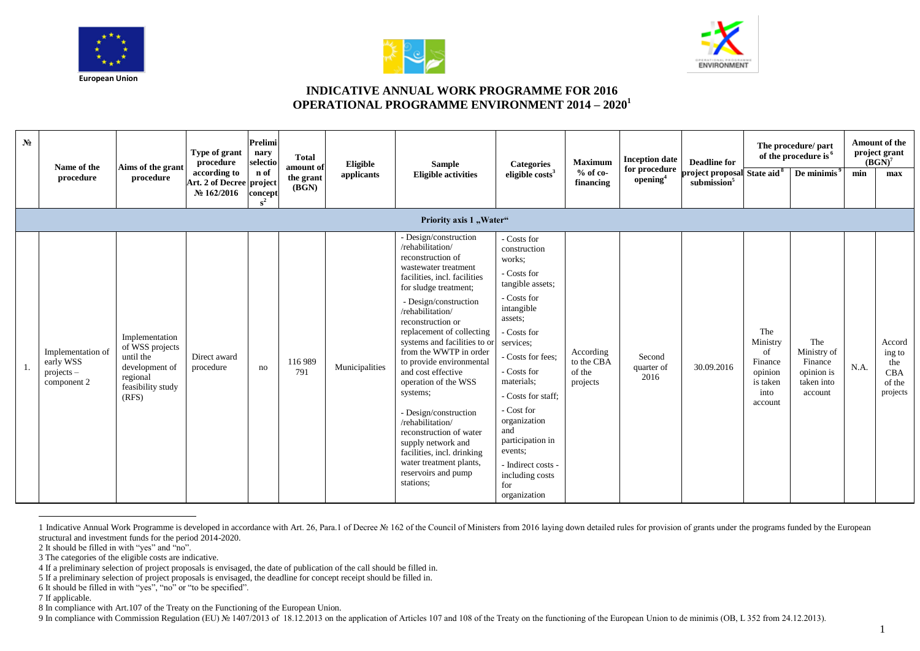European Union

# INDICATIVE ANNUAL WORK PROGRAMME FOR 2016
# OPERATIONAL PROGRAMME ENVIRONMENT 2014 – 2020[1]

| № | Name of the procedure | Aims of the grant procedure | Type of grant procedure according to Art. 2 of Decree № 162/2016 | Preliminary selection of project concepts[2] | Total amount of the grant (BGN) | Eligible applicants | Sample Eligible activities | Categories eligible costs[3] | Maximum % of co-financing | Inception date for procedure opening[4] | Deadline for project proposal submission[5] | The procedure/ part of the procedure is[6] | | Amount of the project grant (BGN)[7] | |
|---|---|---|---|---|---|---|---|---|---|---|---|---|---|---|---|
| | | | | | | | | | | | | State aid[8] | De minimis[9] | min | max |
| **Priority axis 1 „Water“** | | | | | | | | | | | | | | | |
| 1. | Implementation of early WSS projects – component 2 | Implementation of WSS projects until the development of regional feasibility study (RFS) | Direct award procedure | no | 116 989 791 | Municipalities | - Design/construction /rehabilitation/ reconstruction of wastewater treatment facilities, incl. facilities for sludge treatment;<br>- Design/construction /rehabilitation/ reconstruction or replacement of collecting systems and facilities to or from the WWTP in order to provide environmental and cost effective operation of the WSS systems;<br>- Design/construction /rehabilitation/ reconstruction of water supply network and facilities, incl. drinking water treatment plants, reservoirs and pump stations; | - Costs for construction works;<br>- Costs for tangible assets;<br>- Costs for intangible assets;<br>- Costs for services;<br>- Costs for fees;<br>- Costs for materials;<br>- Costs for staff;<br>- Cost for organization and participation in events;<br>- Indirect costs - including costs for organization | According to the CBA of the projects | Second quarter of 2016 | 30.09.2016 | The Ministry of Finance opinion is taken into account | The Ministry of Finance opinion is taken into account | N.A. | According to the CBA of the projects |

1 Indicative Annual Work Programme is developed in accordance with Art. 26, Para.1 of Decree № 162 of the Council of Ministers from 2016 laying down detailed rules for provision of grants under the programs funded by the European structural and investment funds for the period 2014-2020.

2 It should be filled in with "yes" and "no".

3 The categories of the eligible costs are indicative.

4 If a preliminary selection of project proposals is envisaged, the date of publication of the call should be filled in.

5 If a preliminary selection of project proposals is envisaged, the deadline for concept receipt should be filled in.

6 It should be filled in with "yes", "no" or "to be specified".

7 If applicable.

8 In compliance with Art.107 of the Treaty on the Functioning of the European Union.

9 In compliance with Commission Regulation (EU) № 1407/2013 of 18.12.2013 on the application of Articles 107 and 108 of the Treaty on the functioning of the European Union to de minimis (OB, L 352 from 24.12.2013).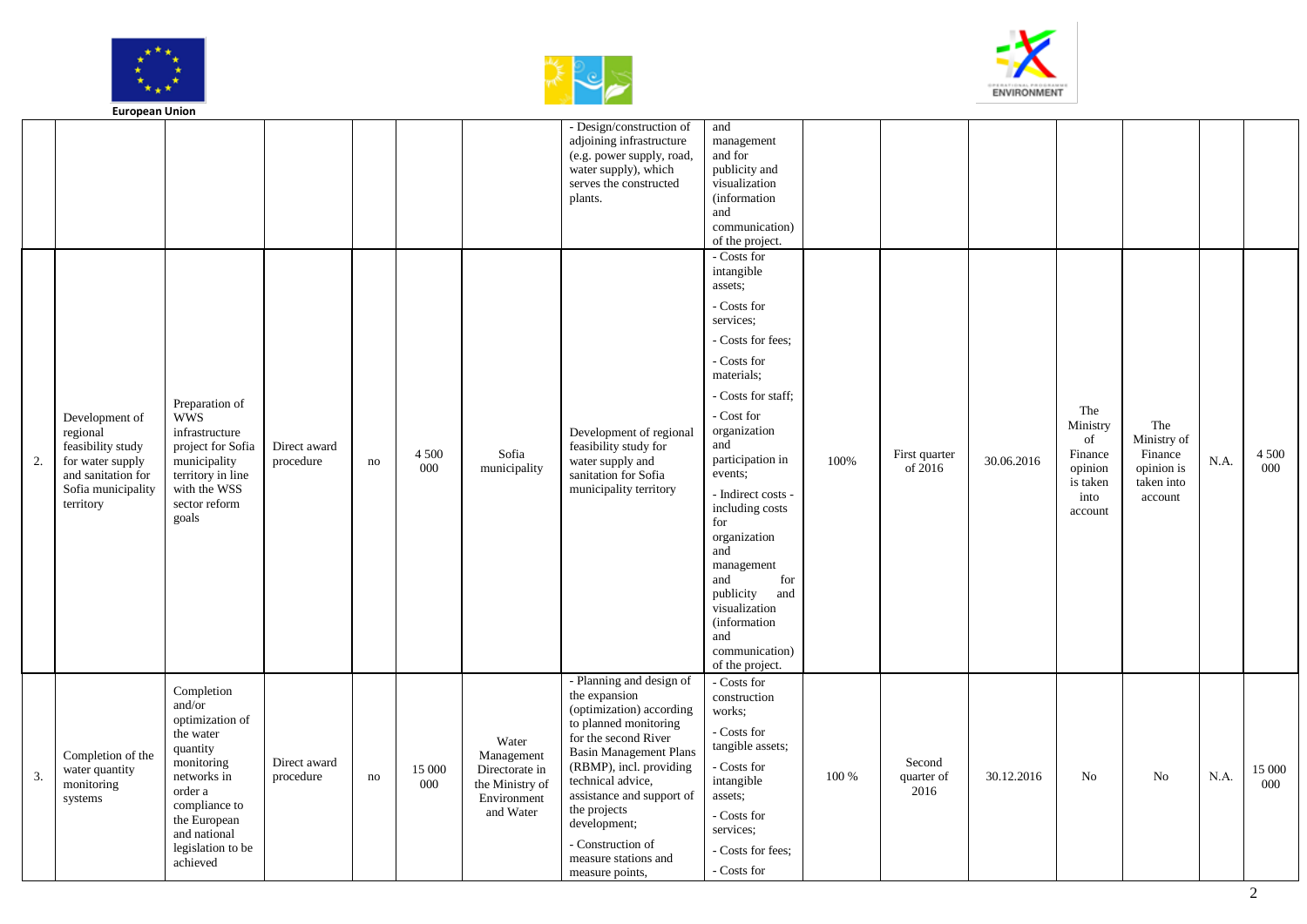| | | | | | | | | | | | | | | | |
|---|---|---|---|---|---|---|---|---|---|---|---|---|---|---|---|
| | | | | | | | - Design/construction of adjoining infrastructure (e.g. power supply, road, water supply), which serves the constructed plants. | and management and for publicity and visualization (information and communication) of the project. | | | | | | | |
| 2. | Development of regional feasibility study for water supply and sanitation for Sofia municipality territory | Preparation of WWS infrastructure project for Sofia municipality territory in line with the WSS sector reform goals | Direct award procedure | no | 4 500 000 | Sofia municipality | Development of regional feasibility study for water supply and sanitation for Sofia municipality territory | - Costs for intangible assets; - Costs for services; - Costs for fees; - Costs for materials; - Costs for staff; - Cost for organization and participation in events; - Indirect costs - including costs for organization and management and for publicity and visualization (information and communication) of the project. | 100% | First quarter of 2016 | 30.06.2016 | The Ministry of Finance opinion is taken into account | The Ministry of Finance opinion is taken into account | N.A. | 4 500 000 |
| 3. | Completion of the water quantity monitoring systems | Completion and/or optimization of the water quantity monitoring networks in order a compliance to the European and national legislation to be achieved | Direct award procedure | no | 15 000 000 | Water Management Directorate in the Ministry of Environment and Water | - Planning and design of the expansion (optimization) according to planned monitoring for the second River Basin Management Plans (RBMP), incl. providing technical advice, assistance and support of the projects development; - Construction of measure stations and measure points, | - Costs for construction works; - Costs for tangible assets; - Costs for intangible assets; - Costs for services; - Costs for fees; - Costs for | 100 % | Second quarter of 2016 | 30.12.2016 | No | No | N.A. | 15 000 000 |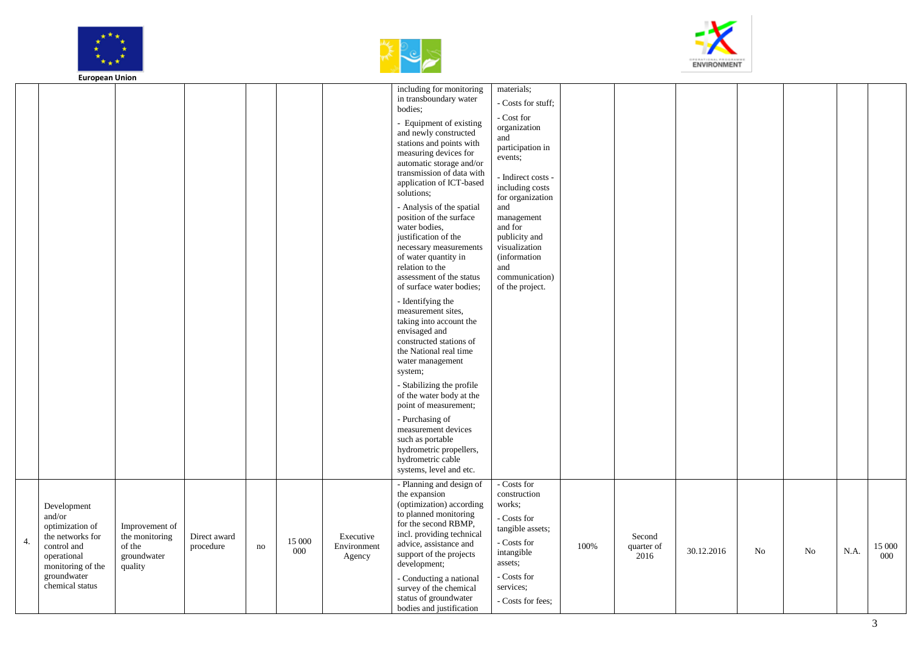European Union

ENVIRONMENT

| | | | | | | | | | | | | | | | |
|---|---|---|---|---|---|---|---|---|---|---|---|---|---|---|---|
| | | | | | | | including for monitoring in transboundary water bodies;<br>- Equipment of existing and newly constructed stations and points with measuring devices for automatic storage and/or transmission of data with application of ICT-based solutions;<br>- Analysis of the spatial position of the surface water bodies, justification of the necessary measurements of water quantity in relation to the assessment of the status of surface water bodies;<br>- Identifying the measurement sites, taking into account the envisaged and constructed stations of the National real time water management system;<br>- Stabilizing the profile of the water body at the point of measurement;<br>- Purchasing of measurement devices such as portable hydrometric propellers, hydrometric cable systems, level and etc. | materials;<br>- Costs for stuff;<br>- Cost for organization and participation in events;<br>- Indirect costs - including costs for organization and management and for publicity and visualization (information and communication) of the project. | | | | | | | |
| 4. | Development and/or optimization of the networks for control and operational monitoring of the groundwater chemical status | Improvement of the monitoring of the groundwater quality | Direct award procedure | no | 15 000 000 | Executive Environment Agency | - Planning and design of the expansion (optimization) according to planned monitoring for the second RBMP, incl. providing technical advice, assistance and support of the projects development;<br>- Conducting a national survey of the chemical status of groundwater bodies and justification | - Costs for construction works;<br>- Costs for tangible assets;<br>- Costs for intangible assets;<br>- Costs for services;<br>- Costs for fees; | 100% | Second quarter of 2016 | 30.12.2016 | No | No | N.A. | 15 000 000 |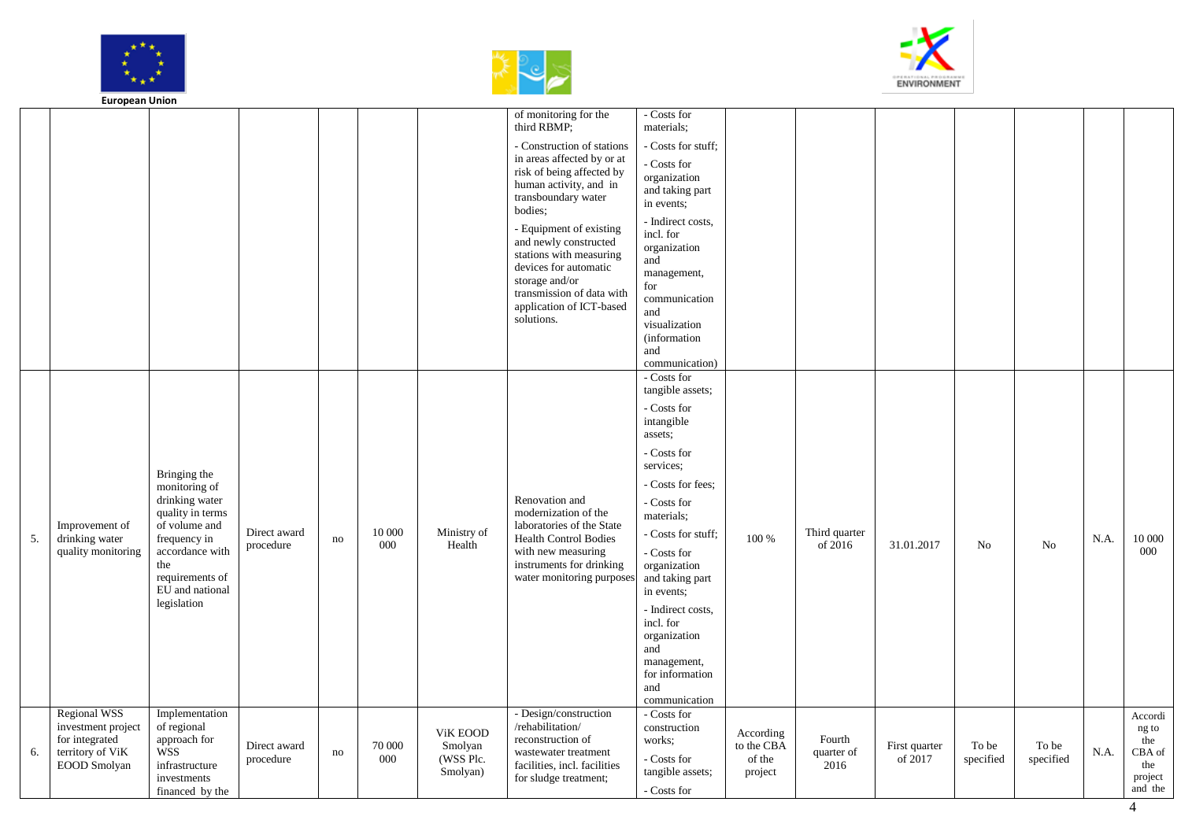| | | | | | | | of monitoring for the third RBMP;<br>- Construction of stations in areas affected by or at risk of being affected by human activity, and in transboundary water bodies;<br>- Equipment of existing and newly constructed stations with measuring devices for automatic storage and/or transmission of data with application of ICT-based solutions. | - Costs for materials;<br>- Costs for stuff;<br>- Costs for organization and taking part in events;<br>- Indirect costs, incl. for organization and management, for communication and visualization (information and communication) | | | | | | | |
|---|---|---|---|---|---|---|---|---|---|---|---|---|---|---|---|
| 5. | Improvement of drinking water quality monitoring | Bringing the monitoring of drinking water quality in terms of volume and frequency in accordance with the requirements of EU and national legislation | Direct award procedure | no | 10 000 000 | Ministry of Health | Renovation and modernization of the laboratories of the State Health Control Bodies with new measuring instruments for drinking water monitoring purposes | - Costs for tangible assets;<br>- Costs for intangible assets;<br>- Costs for services;<br>- Costs for fees;<br>- Costs for materials;<br>- Costs for stuff;<br>- Costs for organization and taking part in events;<br>- Indirect costs, incl. for organization and management, for information and communication | 100 % | Third quarter of 2016 | 31.01.2017 | No | No | N.A. | 10 000 000 |
| 6. | Regional WSS investment project for integrated territory of ViK EOOD Smolyan | Implementation of regional approach for WSS infrastructure investments financed by the | Direct award procedure | no | 70 000 000 | ViK EOOD Smolyan (WSS Plc. Smolyan) | - Design/construction /rehabilitation/ reconstruction of wastewater treatment facilities, incl. facilities for sludge treatment; | - Costs for construction works;<br>- Costs for tangible assets;<br>- Costs for | According to the CBA of the project | Fourth quarter of 2016 | First quarter of 2017 | To be specified | To be specified | N.A. | According to the CBA of the project and the |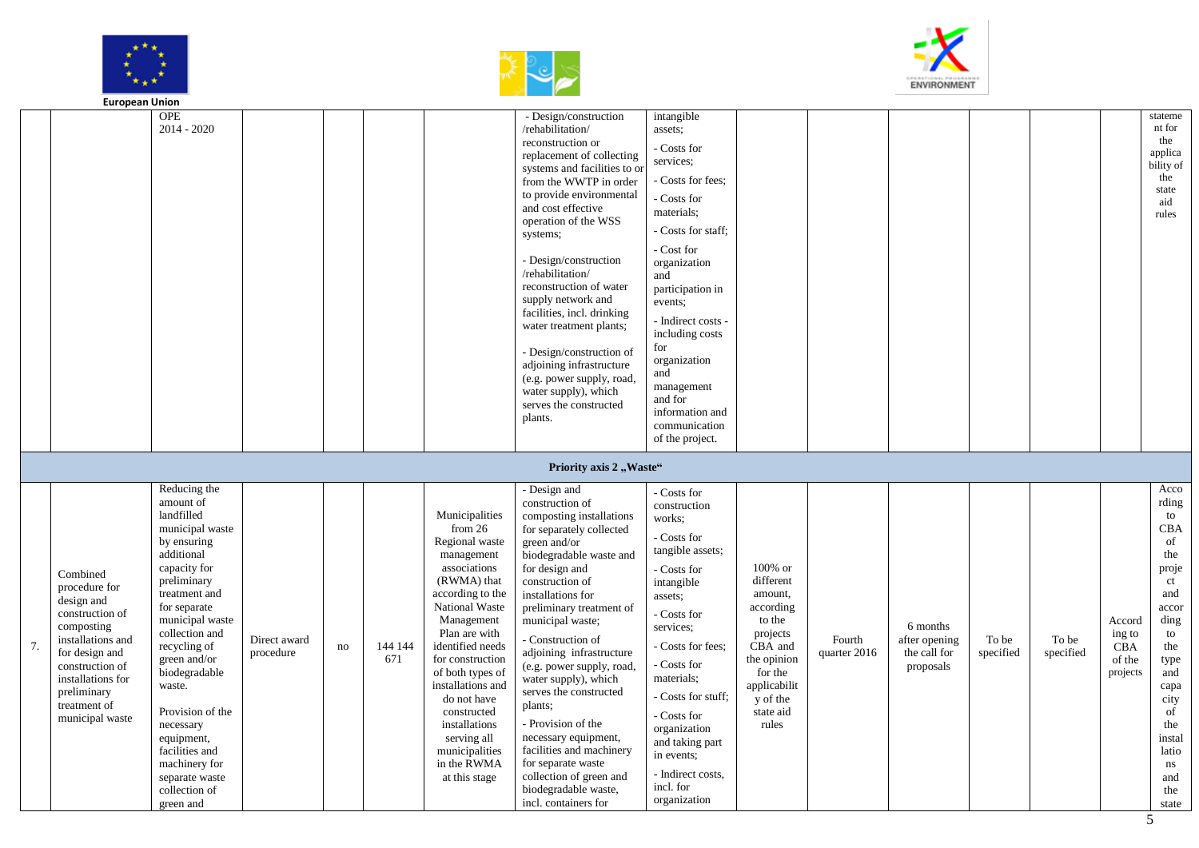| | | | | | | | | | | | | | | |
|---|---|---|---|---|---|---|---|---|---|---|---|---|---|---|
| | | OPE 2014 - 2020 | | | | | - Design/construction /rehabilitation/ reconstruction or replacement of collecting systems and facilities to or from the WWTP in order to provide environmental and cost effective operation of the WSS systems;<br><br>- Design/construction /rehabilitation/ reconstruction of water supply network and facilities, incl. drinking water treatment plants;<br><br>- Design/construction of adjoining infrastructure (e.g. power supply, road, water supply), which serves the constructed plants. | intangible assets;<br>- Costs for services;<br>- Costs for fees;<br>- Costs for materials;<br>- Costs for staff;<br>- Cost for organization and participation in events;<br>- Indirect costs - including costs for organization and management and for information and communication of the project. | | | | | | | statement for the applicability of the state aid rules |
| **Priority axis 2 „Waste“** | | | | | | | | | | | | | | | |
| 7. | Combined procedure for design and construction of composting installations and for design and construction of installations for preliminary treatment of municipal waste | Reducing the amount of landfilled municipal waste by ensuring additional capacity for preliminary treatment and for separate municipal waste collection and recycling of green and/or biodegradable waste.<br><br>Provision of the necessary equipment, facilities and machinery for separate waste collection of green and | Direct award procedure | no | 144 144 671 | Municipalities from 26 Regional waste management associations (RWMA) that according to the National Waste Management Plan are with identified needs for construction of both types of installations and do not have constructed installations serving all municipalities in the RWMA at this stage | - Design and construction of composting installations for separately collected green and/or biodegradable waste and for design and construction of installations for preliminary treatment of municipal waste;<br>- Construction of adjoining infrastructure (e.g. power supply, road, water supply), which serves the constructed plants;<br>- Provision of the necessary equipment, facilities and machinery for separate waste collection of green and biodegradable waste, incl. containers for | - Costs for construction works;<br>- Costs for tangible assets;<br>- Costs for intangible assets;<br>- Costs for services;<br>- Costs for fees;<br>- Costs for materials;<br>- Costs for stuff;<br>- Costs for organization and taking part in events;<br>- Indirect costs, incl. for organization | 100% or different amount, according to the projects CBA and the opinion for the applicability of the state aid rules | Fourth quarter 2016 | 6 months after opening the call for proposals | To be specified | To be specified | According to CBA of the projects | According to CBA of the project and according to the type and capacity of the installations and the state |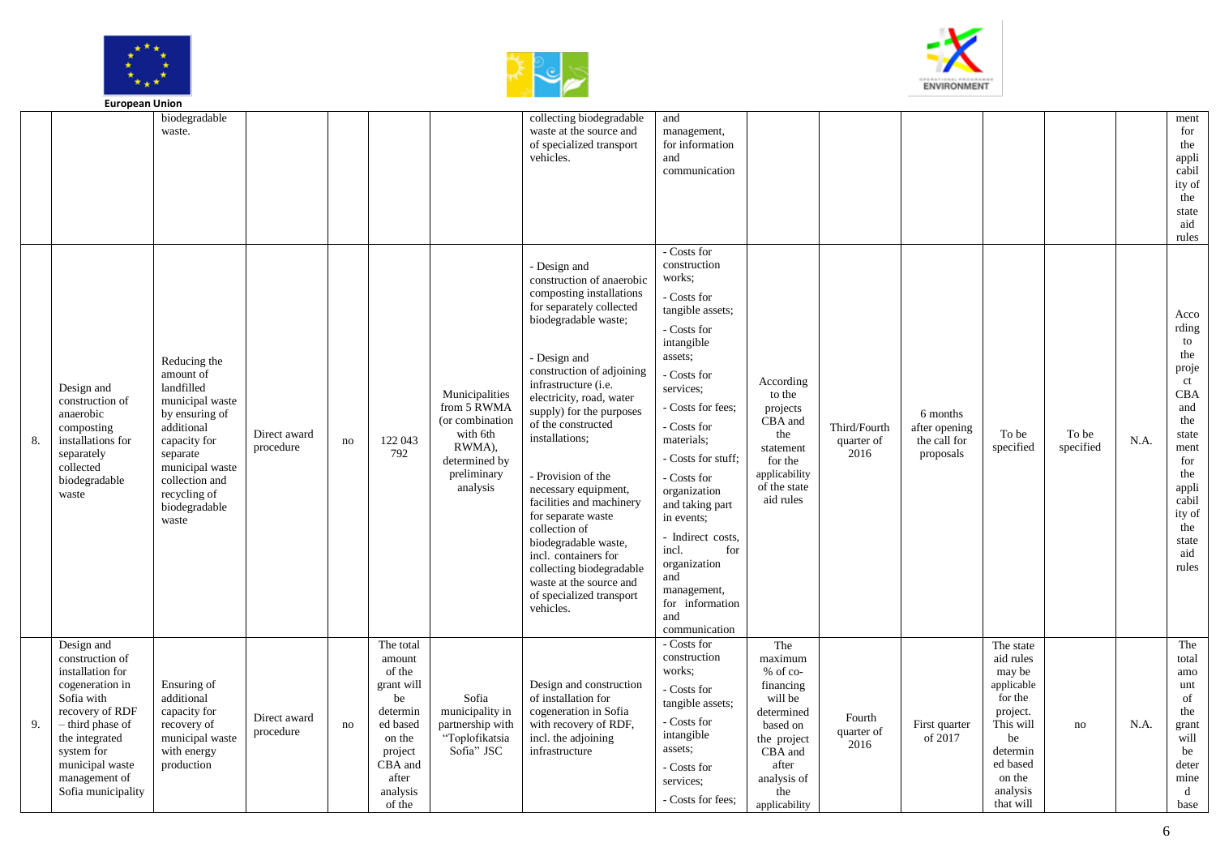| | | | | | | | | | | | | | | |
|---|---|---|---|---|---|---|---|---|---|---|---|---|---|---|
| | | biodegradable waste. | | | | | collecting biodegradable waste at the source and of specialized transport vehicles. | and management, for information and communication | | | | | | ment for the applicability of the state aid rules |
| 8. | Design and construction of anaerobic composting installations for separately collected biodegradable waste | Reducing the amount of landfilled municipal waste by ensuring of additional capacity for separate municipal waste collection and recycling of biodegradable waste | Direct award procedure | no | 122 043 792 | Municipalities from 5 RWMA (or combination with 6th RWMA), determined by preliminary analysis | - Design and construction of anaerobic composting installations for separately collected biodegradable waste;<br><br>- Design and construction of adjoining infrastructure (i.e. electricity, road, water supply) for the purposes of the constructed installations;<br><br>- Provision of the necessary equipment, facilities and machinery for separate waste collection of biodegradable waste, incl. containers for collecting biodegradable waste at the source and of specialized transport vehicles. | - Costs for construction works;<br>- Costs for tangible assets;<br>- Costs for intangible assets;<br>- Costs for services;<br>- Costs for fees;<br>- Costs for materials;<br>- Costs for stuff;<br>- Costs for organization and taking part in events;<br>- Indirect costs, incl. for organization and management, for information and communication | According to the projects CBA and the statement for the applicability of the state aid rules | Third/Fourth quarter of 2016 | 6 months after opening the call for proposals | To be specified | To be specified | N.A. | According to the project CBA and the statement for the applicability of the state aid rules |
| 9. | Design and construction of installation for cogeneration in Sofia with recovery of RDF – third phase of the integrated system for municipal waste management of Sofia municipality | Ensuring of additional capacity for recovery of municipal waste with energy production | Direct award procedure | no | The total amount of the grant will be determined based on the project CBA and after analysis of the | Sofia municipality in partnership with "Toplofikatsia Sofia" JSC | Design and construction of installation for cogeneration in Sofia with recovery of RDF, incl. the adjoining infrastructure | - Costs for construction works;<br>- Costs for tangible assets;<br>- Costs for intangible assets;<br>- Costs for services;<br>- Costs for fees; | The maximum % of co-financing will be determined based on the project CBA and after analysis of the applicability | Fourth quarter of 2016 | First quarter of 2017 | The state aid rules may be applicable for the project. This will be determined based on the analysis that will | no | N.A. | The total amount of the grant will be determined base |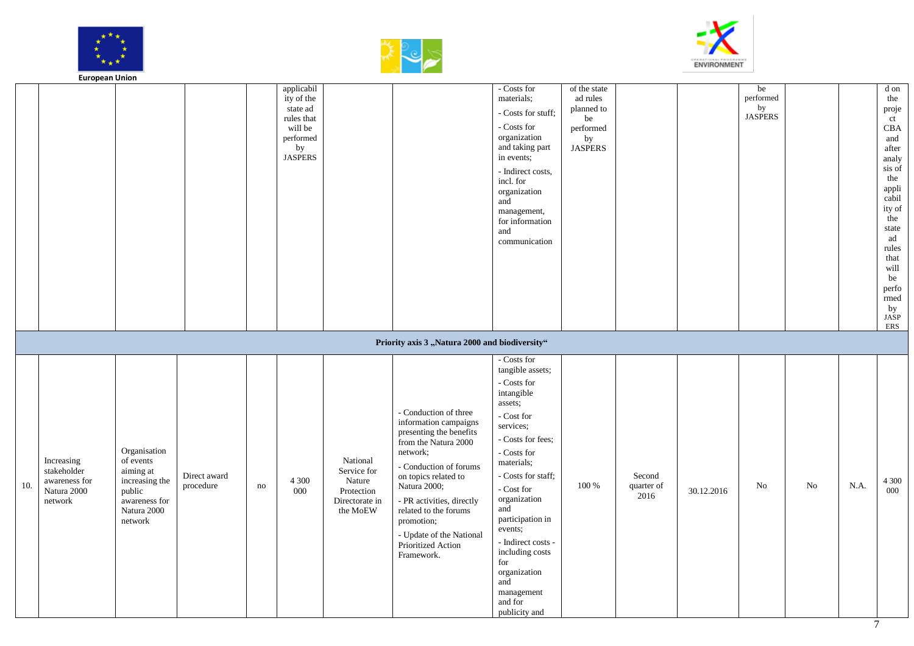| | | | | | | | | | | | | | | | |
|---|---|---|---|---|---|---|---|---|---|---|---|---|---|---|---|
| | | | | | applicability of the state ad rules that will be performed by JASPERS | | | - Costs for materials; - Costs for stuff; - Costs for organization and taking part in events; - Indirect costs, incl. for organization and management, for information and communication | of the state ad rules planned to be performed by JASPERS | | | be performed by JASPERS | | | d on the project CBA and after analysis of the applicability of the state ad rules that will be performed by JASPERS |
| **Priority axis 3 „Natura 2000 and biodiversity“** | | | | | | | | | | | | | | | |
| 10. | Increasing stakeholder awareness for Natura 2000 network | Organisation of events aiming at increasing the public awareness for Natura 2000 network | Direct award procedure | no | 4 300 000 | National Service for Nature Protection Directorate in the MoEW | - Conduction of three information campaigns presenting the benefits from the Natura 2000 network; - Conduction of forums on topics related to Natura 2000; - PR activities, directly related to the forums promotion; - Update of the National Prioritized Action Framework. | - Costs for tangible assets; - Costs for intangible assets; - Cost for services; - Costs for fees; - Costs for materials; - Costs for staff; - Cost for organization and participation in events; - Indirect costs - including costs for organization and management and for publicity and | 100 % | Second quarter of 2016 | 30.12.2016 | No | No | N.A. | 4 300 000 |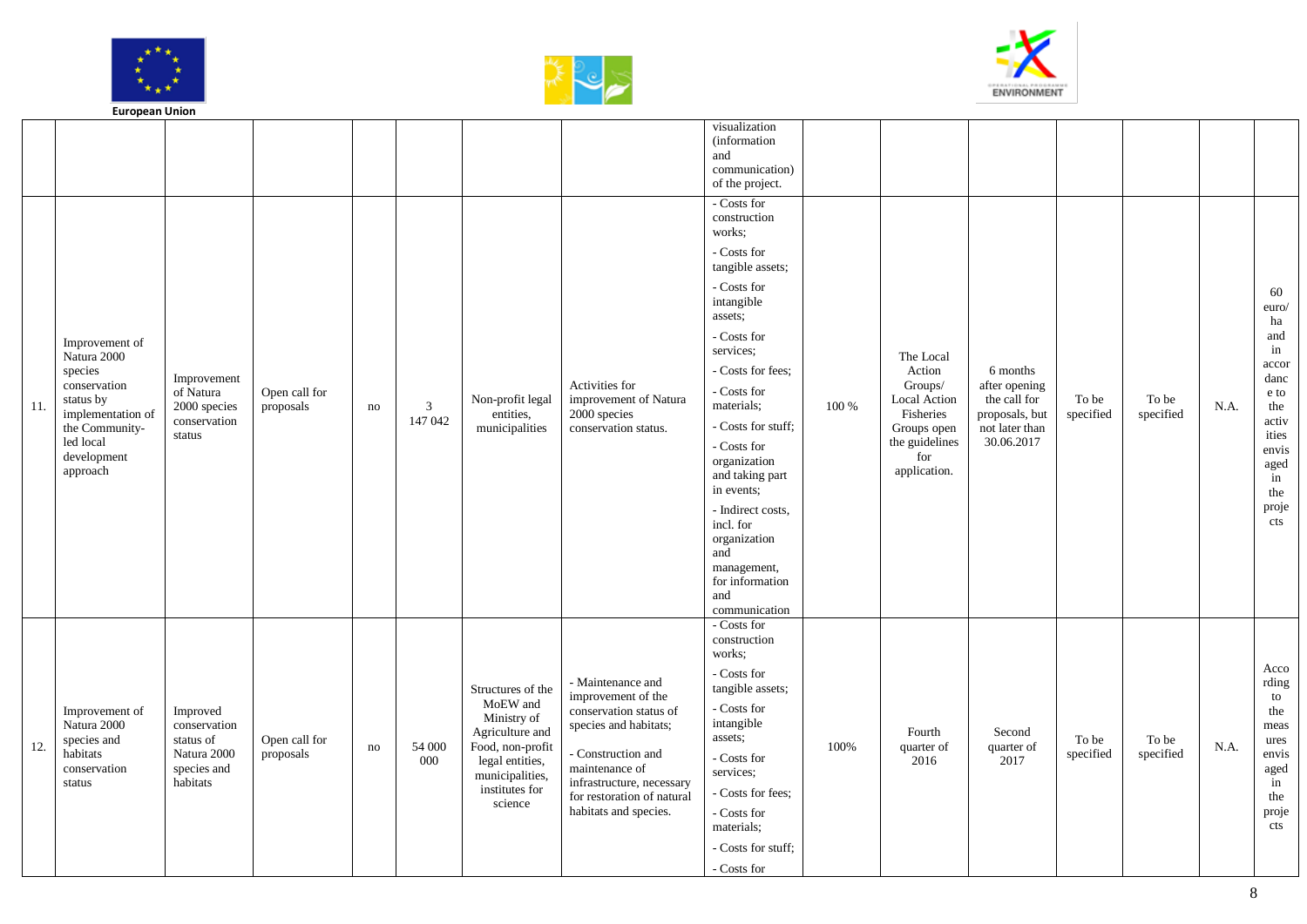European Union

| | | | | | | | | | | | | | | |
|---|---|---|---|---|---|---|---|---|---|---|---|---|---|---|
| | | | | | | | visualization (information and communication) of the project. | | | | | | | |
| 11. | Improvement of Natura 2000 species conservation status by implementation of the Community-led local development approach | Improvement of Natura 2000 species conservation status | Open call for proposals | no | 3 147 042 | Non-profit legal entities, municipalities | Activities for improvement of Natura 2000 species conservation status. | - Costs for construction works; - Costs for tangible assets; - Costs for intangible assets; - Costs for services; - Costs for fees; - Costs for materials; - Costs for stuff; - Costs for organization and taking part in events; - Indirect costs, incl. for organization and management, for information and communication | 100 % | The Local Action Groups/ Local Action Fisheries Groups open the guidelines for application. | 6 months after opening the call for proposals, but not later than 30.06.2017 | To be specified | To be specified | N.A. | 60 euro/ha and in accordance to the activities envisaged in the projects |
| 12. | Improvement of Natura 2000 species and habitats conservation status | Improved conservation status of Natura 2000 species and habitats | Open call for proposals | no | 54 000 000 | Structures of the MoEW and Ministry of Agriculture and Food, non-profit legal entities, municipalities, institutes for science | - Maintenance and improvement of the conservation status of species and habitats; - Construction and maintenance of infrastructure, necessary for restoration of natural habitats and species. | - Costs for construction works; - Costs for tangible assets; - Costs for intangible assets; - Costs for services; - Costs for fees; - Costs for materials; - Costs for stuff; - Costs for | 100% | Fourth quarter of 2016 | Second quarter of 2017 | To be specified | To be specified | N.A. | According to the measures envisaged in the projects |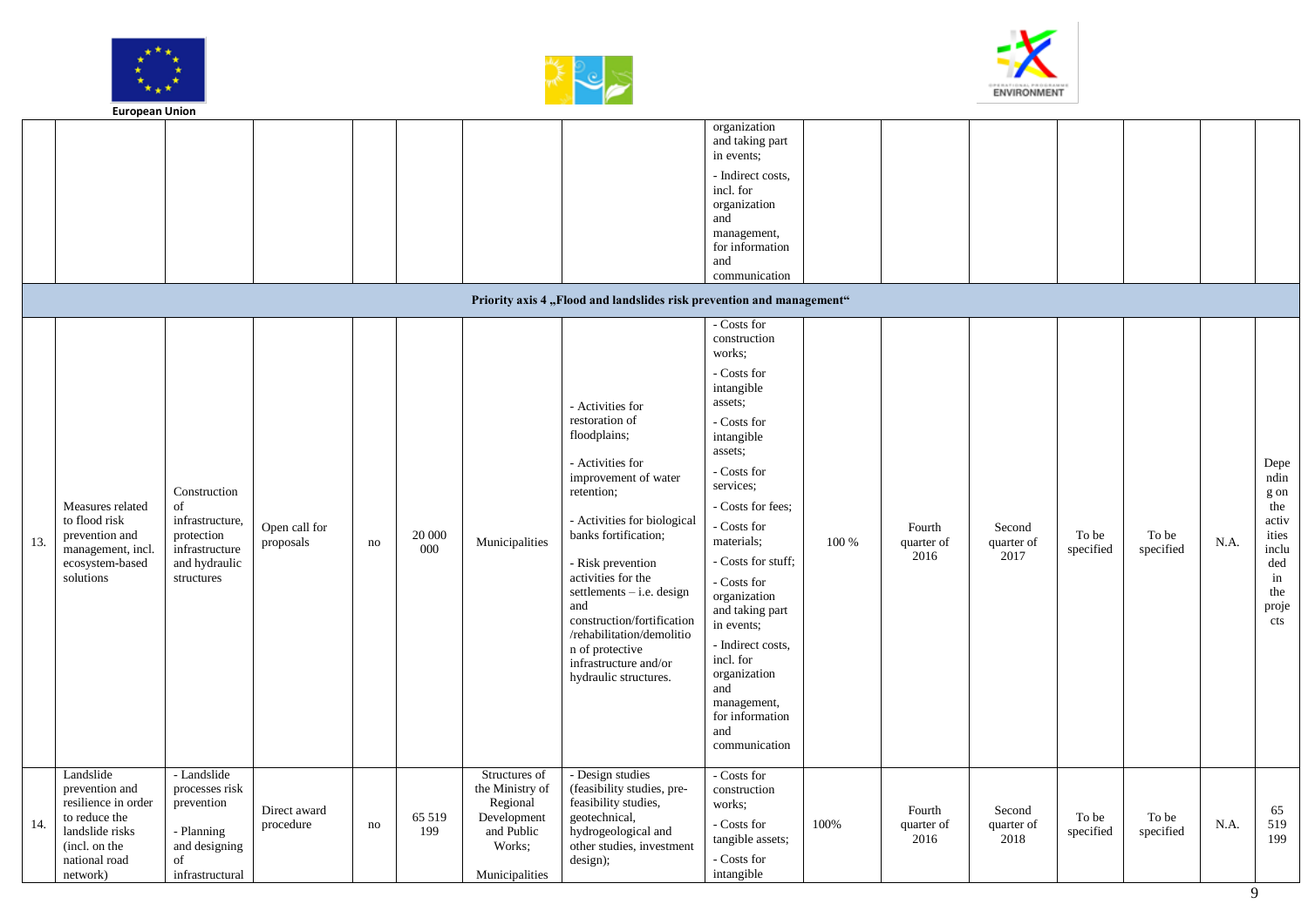European Union

| | | | | | | | | | | | | | | | |
|---|---|---|---|---|---|---|---|---|---|---|---|---|---|---|---|
| | | | | | | | | organization and taking part in events;<br>- Indirect costs, incl. for organization and management, for information and communication | | | | | | | |
| **Priority axis 4 „Flood and landslides risk prevention and management“** | | | | | | | | | | | | | | | |
| 13. | Measures related to flood risk prevention and management, incl. ecosystem-based solutions | Construction of infrastructure, protection infrastructure and hydraulic structures | Open call for proposals | no | 20 000 000 | Municipalities | - Activities for restoration of floodplains;<br>- Activities for improvement of water retention;<br>- Activities for biological banks fortification;<br>- Risk prevention activities for the settlements – i.e. design and construction/fortification/rehabilitation/demolition of protective infrastructure and/or hydraulic structures. | - Costs for construction works;<br>- Costs for intangible assets;<br>- Costs for intangible assets;<br>- Costs for services;<br>- Costs for fees;<br>- Costs for materials;<br>- Costs for stuff;<br>- Costs for organization and taking part in events;<br>- Indirect costs, incl. for organization and management, for information and communication | 100 % | Fourth quarter of 2016 | Second quarter of 2017 | To be specified | To be specified | N.A. | Depending on the activities included in the projects |
| 14. | Landslide prevention and resilience in order to reduce the landslide risks (incl. on the national road network) | - Landslide processes risk prevention<br>- Planning and designing of infrastructural | Direct award procedure | no | 65 519 199 | Structures of the Ministry of Regional Development and Public Works;<br>Municipalities | - Design studies (feasibility studies, pre-feasibility studies, geotechnical, hydrogeological and other studies, investment design); | - Costs for construction works;<br>- Costs for tangible assets;<br>- Costs for intangible | 100% | Fourth quarter of 2016 | Second quarter of 2018 | To be specified | To be specified | N.A. | 65 519 199 |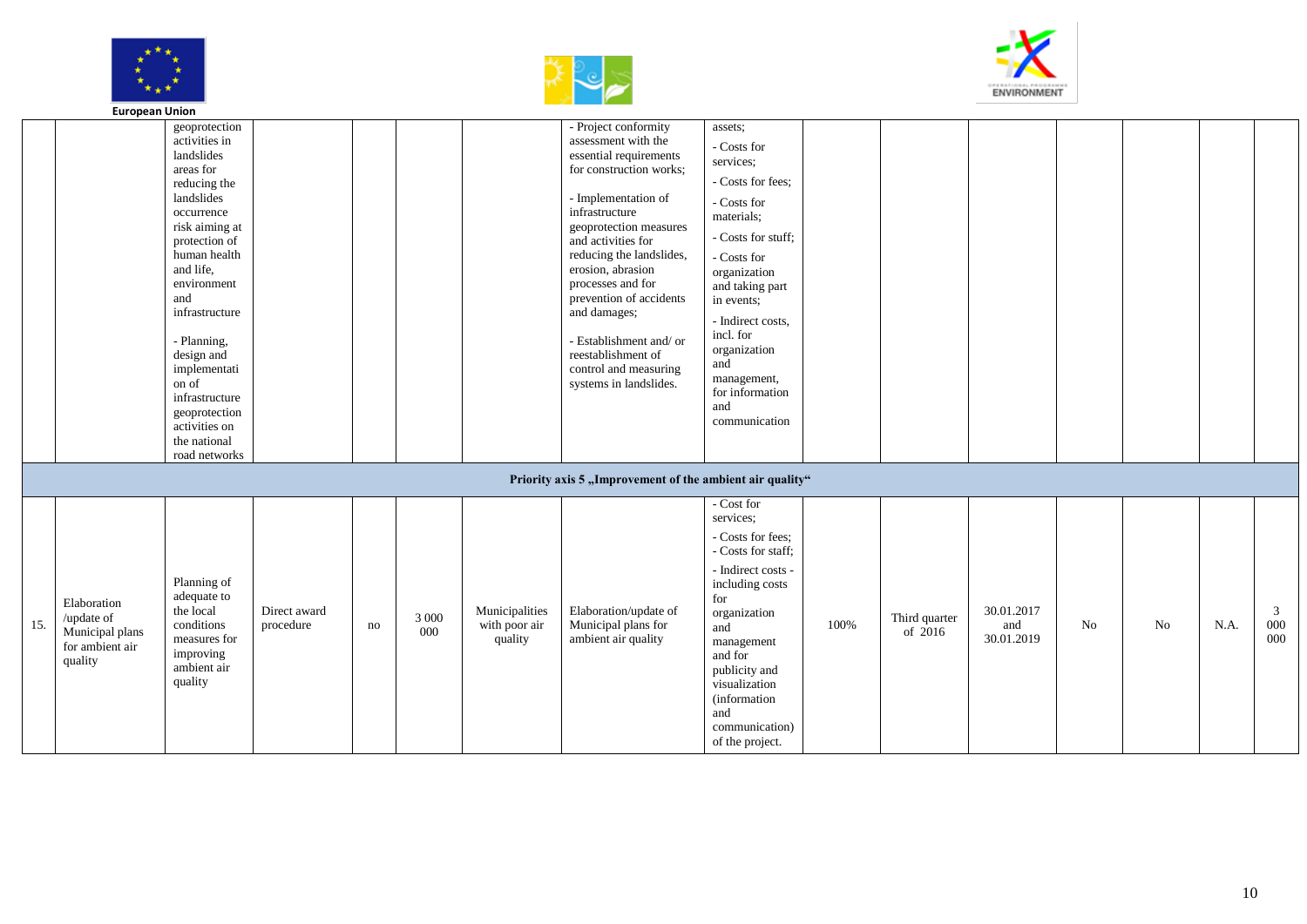| | | | | | | | | | | | | | | | |
|---|---|---|---|---|---|---|---|---|---|---|---|---|---|---|---|
| | | geoprotection activities in landslides areas for reducing the landslides occurrence risk aiming at protection of human health and life, environment and infrastructure<br><br>- Planning, design and implementation of infrastructure geoprotection activities on the national road networks | | | | | - Project conformity assessment with the essential requirements for construction works;<br><br>- Implementation of infrastructure geoprotection measures and activities for reducing the landslides, erosion, abrasion processes and for prevention of accidents and damages;<br><br>- Establishment and/ or reestablishment of control and measuring systems in landslides. | assets;<br>- Costs for services;<br>- Costs for fees;<br>- Costs for materials;<br>- Costs for stuff;<br>- Costs for organization and taking part in events;<br>- Indirect costs, incl. for organization and management, for information and communication | | | | | | | |
| **Priority axis 5 „Improvement of the ambient air quality“** | | | | | | | | | | | | | | | |
| 15. | Elaboration /update of Municipal plans for ambient air quality | Planning of adequate to the local conditions measures for improving ambient air quality | Direct award procedure | no | 3 000 000 | Municipalities with poor air quality | Elaboration/update of Municipal plans for ambient air quality | - Cost for services;<br>- Costs for fees;<br>- Costs for staff;<br>- Indirect costs - including costs for organization and management and for publicity and visualization (information and communication) of the project. | 100% | Third quarter of 2016 | 30.01.2017 and 30.01.2019 | No | No | N.A. | 3 000 000 |